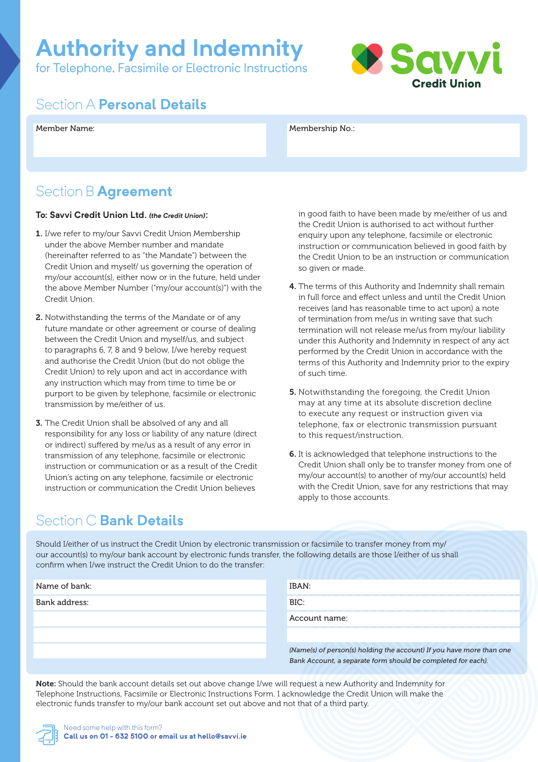# Authority and Indemnity

for Telephone, Facsimile or Electronic Instructions

Savvi Credit Union

## Section A Personal Details

| Member Name: | Membership No.: |
|---|---|
| | |

## Section B Agreement

**To: Savvi Credit Union Ltd.** ***(the Credit Union)*****:**

1. I/we refer to my/our Savvi Credit Union Membership under the above Member number and mandate (hereinafter referred to as "the Mandate") between the Credit Union and myself/ us governing the operation of my/our account(s), either now or in the future, held under the above Member Number ("my/our account(s)") with the Credit Union.

2. Notwithstanding the terms of the Mandate or of any future mandate or other agreement or course of dealing between the Credit Union and myself/us, and subject to paragraphs 6, 7, 8 and 9 below, I/we hereby request and authorise the Credit Union (but do not oblige the Credit Union) to rely upon and act in accordance with any instruction which may from time to time be or purport to be given by telephone, facsimile or electronic transmission by me/either of us.

3. The Credit Union shall be absolved of any and all responsibility for any loss or liability of any nature (direct or indirect) suffered by me/us as a result of any error in transmission of any telephone, facsimile or electronic instruction or communication or as a result of the Credit Union's acting on any telephone, facsimile or electronic instruction or communication the Credit Union believes in good faith to have been made by me/either of us and the Credit Union is authorised to act without further enquiry upon any telephone, facsimile or electronic instruction or communication believed in good faith by the Credit Union to be an instruction or communication so given or made.

4. The terms of this Authority and Indemnity shall remain in full force and effect unless and until the Credit Union receives (and has reasonable time to act upon) a note of termination from me/us in writing save that such termination will not release me/us from my/our liability under this Authority and Indemnity in respect of any act performed by the Credit Union in accordance with the terms of this Authority and Indemnity prior to the expiry of such time.

5. Notwithstanding the foregoing, the Credit Union may at any time at its absolute discretion decline to execute any request or instruction given via telephone, fax or electronic transmission pursuant to this request/instruction.

6. It is acknowledged that telephone instructions to the Credit Union shall only be to transfer money from one of my/our account(s) to another of my/our account(s) held with the Credit Union, save for any restrictions that may apply to those accounts.

## Section C Bank Details

Should I/either of us instruct the Credit Union by electronic transmission or facsimile to transfer money from my/ our account(s) to my/our bank account by electronic funds transfer, the following details are those I/either of us shall confirm when I/we instruct the Credit Union to do the transfer:

| | |
|---|---|
| Name of bank: | IBAN: |
| Bank address: | BIC: |
| | Account name: |
| | |
| | *(Name(s) of person(s) holding the account) If you have more than one Bank Account, a separate form should be completed for each).* |

**Note:** Should the bank account details set out above change I/we will request a new Authority and Indemnity for Telephone Instructions, Facsimile or Electronic Instructions Form. I acknowledge the Credit Union will make the electronic funds transfer to my/our bank account set out above and not that of a third party.

Need some help with this form?
**Call us on 01 - 632 5100 or email us at hello@savvi.ie**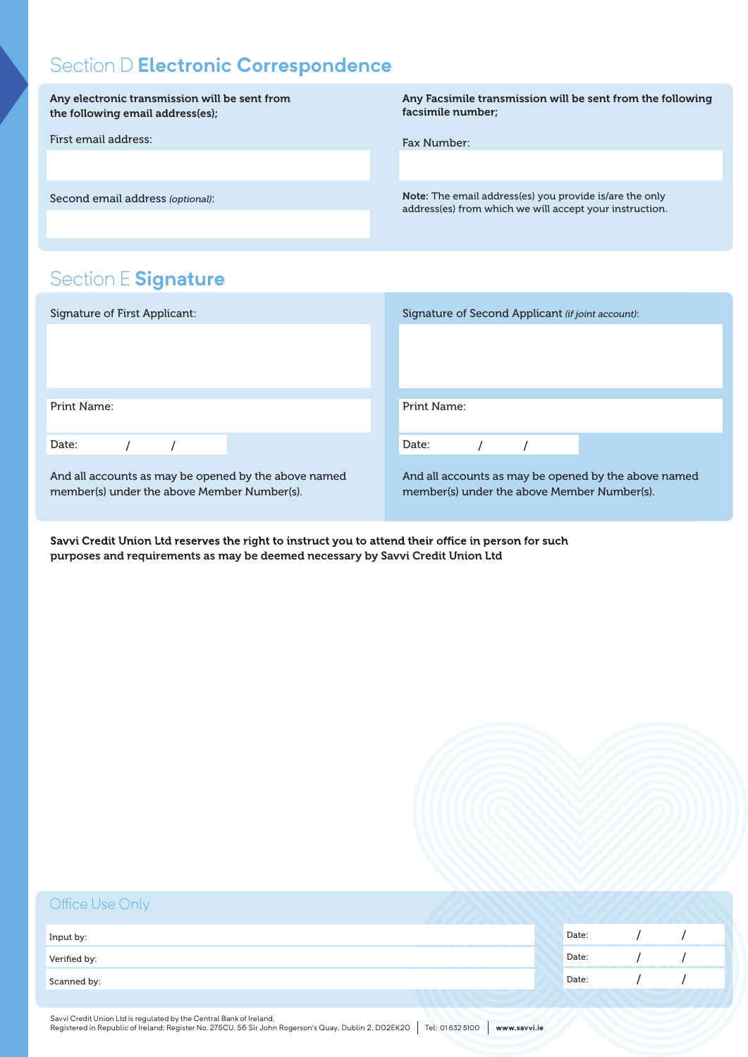## Section D **Electronic Correspondence**

**Any electronic transmission will be sent from the following email address(es);**

First email address:

Second email address *(optional)*:

**Any Facsimile transmission will be sent from the following facsimile number;**

Fax Number:

**Note:** The email address(es) you provide is/are the only address(es) from which we will accept your instruction.

## Section E **Signature**

Signature of First Applicant:

Print Name:

Date: / /

And all accounts as may be opened by the above named member(s) under the above Member Number(s).

Signature of Second Applicant *(if joint account)*:

Print Name:

Date: / /

And all accounts as may be opened by the above named member(s) under the above Member Number(s).

**Savvi Credit Union Ltd reserves the right to instruct you to attend their office in person for such purposes and requirements as may be deemed necessary by Savvi Credit Union Ltd**

### Office Use Only

| | |
|---|---|
| Input by: | Date: / / |
| Verified by: | Date: / / |
| Scanned by: | Date: / / |

Savvi Credit Union Ltd is regulated by the Central Bank of Ireland.
Registered in Republic of Ireland: Register No. 275CU. 56 Sir John Rogerson's Quay, Dublin 2, D02EK20 | Tel: 01 632 5100 | **www.savvi.ie**